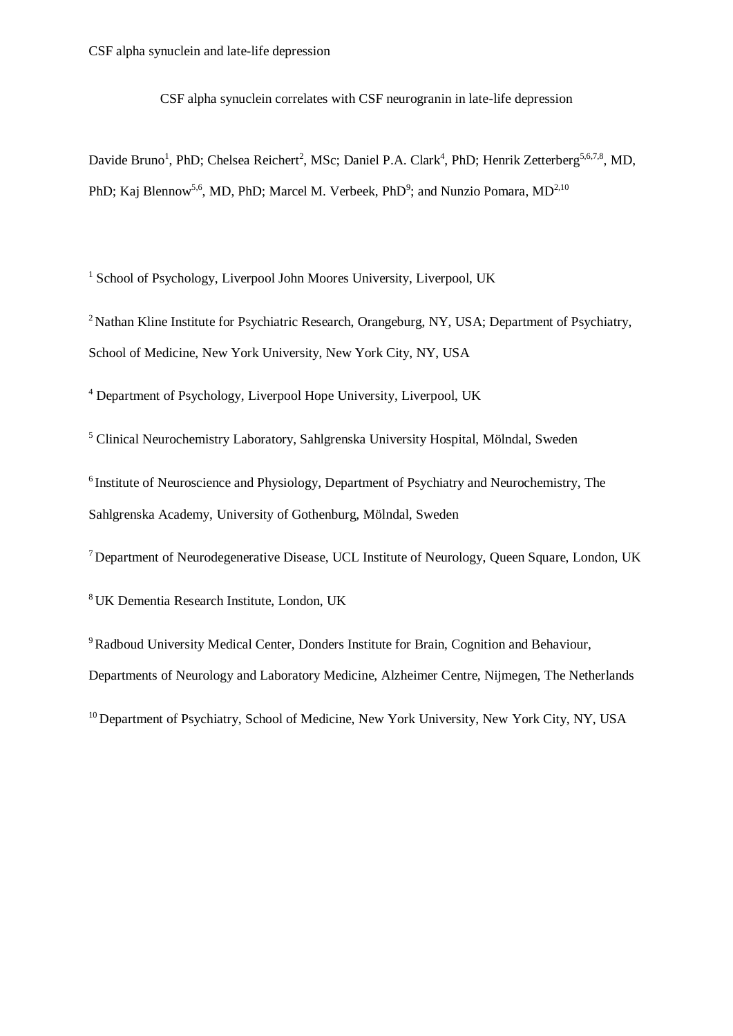# CSF alpha synuclein correlates with CSF neurogranin in late-life depression

Davide Bruno[1], PhD; Chelsea Reichert[2], MSc; Daniel P.A. Clark[4], PhD; Henrik Zetterberg[5,6,7,8], MD, PhD; Kaj Blennow[5,6], MD, PhD; Marcel M. Verbeek, PhD[9]; and Nunzio Pomara, MD[2,10]

[1] School of Psychology, Liverpool John Moores University, Liverpool, UK

[2] Nathan Kline Institute for Psychiatric Research, Orangeburg, NY, USA; Department of Psychiatry, School of Medicine, New York University, New York City, NY, USA

[4] Department of Psychology, Liverpool Hope University, Liverpool, UK

[5] Clinical Neurochemistry Laboratory, Sahlgrenska University Hospital, Mölndal, Sweden

[6] Institute of Neuroscience and Physiology, Department of Psychiatry and Neurochemistry, The Sahlgrenska Academy, University of Gothenburg, Mölndal, Sweden

[7] Department of Neurodegenerative Disease, UCL Institute of Neurology, Queen Square, London, UK

[8] UK Dementia Research Institute, London, UK

[9] Radboud University Medical Center, Donders Institute for Brain, Cognition and Behaviour, Departments of Neurology and Laboratory Medicine, Alzheimer Centre, Nijmegen, The Netherlands

[10] Department of Psychiatry, School of Medicine, New York University, New York City, NY, USA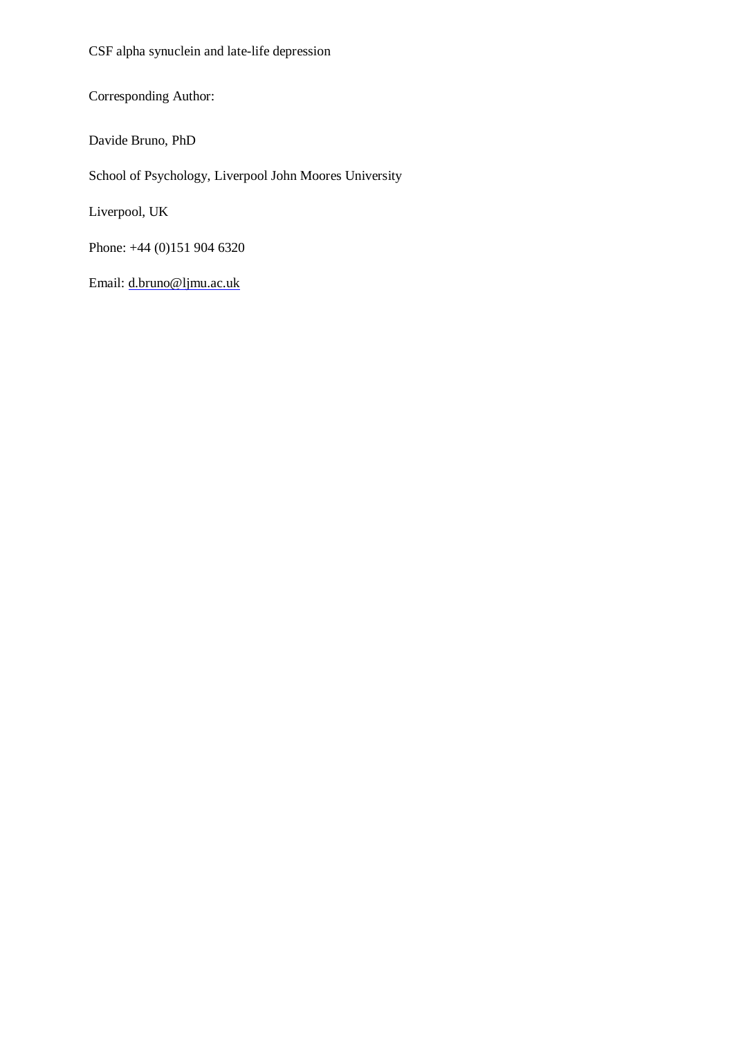CSF alpha synuclein and late-life depression

Corresponding Author:

Davide Bruno, PhD

School of Psychology, Liverpool John Moores University

Liverpool, UK

Phone: +44 (0)151 904 6320

Email: d.bruno@ljmu.ac.uk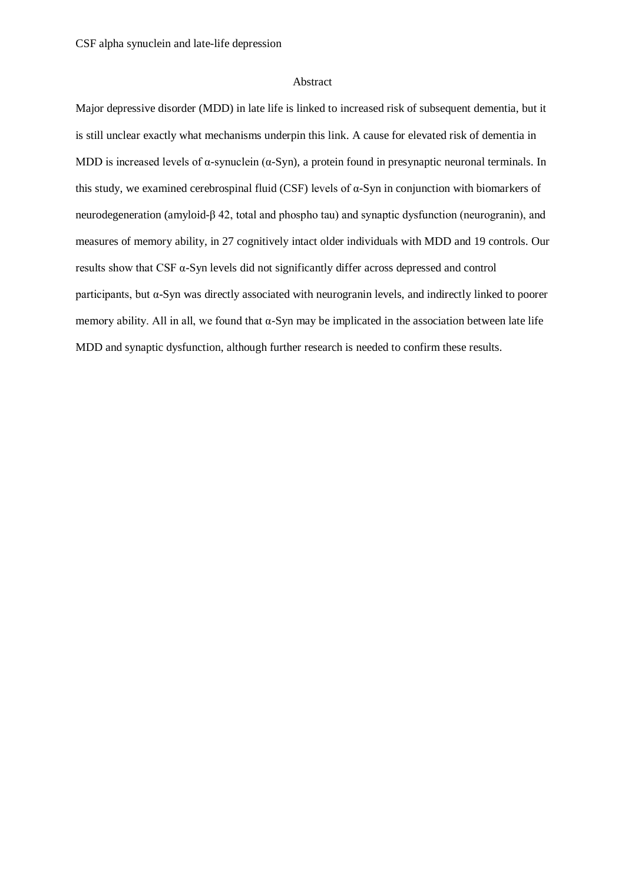## Abstract

Major depressive disorder (MDD) in late life is linked to increased risk of subsequent dementia, but it is still unclear exactly what mechanisms underpin this link. A cause for elevated risk of dementia in MDD is increased levels of α-synuclein (α-Syn), a protein found in presynaptic neuronal terminals. In this study, we examined cerebrospinal fluid (CSF) levels of α-Syn in conjunction with biomarkers of neurodegeneration (amyloid-β 42, total and phospho tau) and synaptic dysfunction (neurogranin), and measures of memory ability, in 27 cognitively intact older individuals with MDD and 19 controls. Our results show that CSF α-Syn levels did not significantly differ across depressed and control participants, but α-Syn was directly associated with neurogranin levels, and indirectly linked to poorer memory ability. All in all, we found that α-Syn may be implicated in the association between late life MDD and synaptic dysfunction, although further research is needed to confirm these results.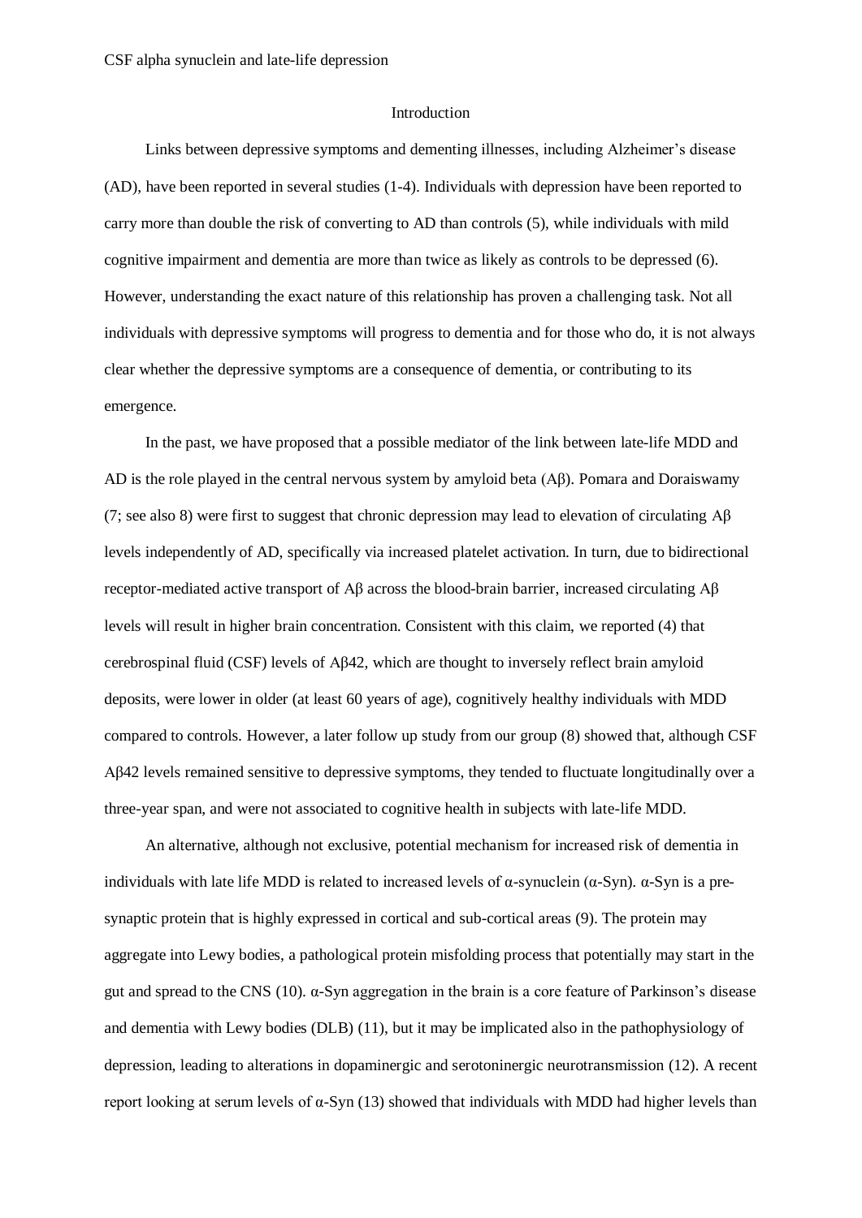## Introduction

Links between depressive symptoms and dementing illnesses, including Alzheimer's disease (AD), have been reported in several studies (1-4). Individuals with depression have been reported to carry more than double the risk of converting to AD than controls (5), while individuals with mild cognitive impairment and dementia are more than twice as likely as controls to be depressed (6). However, understanding the exact nature of this relationship has proven a challenging task. Not all individuals with depressive symptoms will progress to dementia and for those who do, it is not always clear whether the depressive symptoms are a consequence of dementia, or contributing to its emergence.

In the past, we have proposed that a possible mediator of the link between late-life MDD and AD is the role played in the central nervous system by amyloid beta (Aβ). Pomara and Doraiswamy (7; see also 8) were first to suggest that chronic depression may lead to elevation of circulating Aβ levels independently of AD, specifically via increased platelet activation. In turn, due to bidirectional receptor-mediated active transport of Aβ across the blood-brain barrier, increased circulating Aβ levels will result in higher brain concentration. Consistent with this claim, we reported (4) that cerebrospinal fluid (CSF) levels of Aβ42, which are thought to inversely reflect brain amyloid deposits, were lower in older (at least 60 years of age), cognitively healthy individuals with MDD compared to controls. However, a later follow up study from our group (8) showed that, although CSF Aβ42 levels remained sensitive to depressive symptoms, they tended to fluctuate longitudinally over a three-year span, and were not associated to cognitive health in subjects with late-life MDD.

An alternative, although not exclusive, potential mechanism for increased risk of dementia in individuals with late life MDD is related to increased levels of α-synuclein (α-Syn). α-Syn is a pre-synaptic protein that is highly expressed in cortical and sub-cortical areas (9). The protein may aggregate into Lewy bodies, a pathological protein misfolding process that potentially may start in the gut and spread to the CNS (10). α-Syn aggregation in the brain is a core feature of Parkinson's disease and dementia with Lewy bodies (DLB) (11), but it may be implicated also in the pathophysiology of depression, leading to alterations in dopaminergic and serotoninergic neurotransmission (12). A recent report looking at serum levels of α-Syn (13) showed that individuals with MDD had higher levels than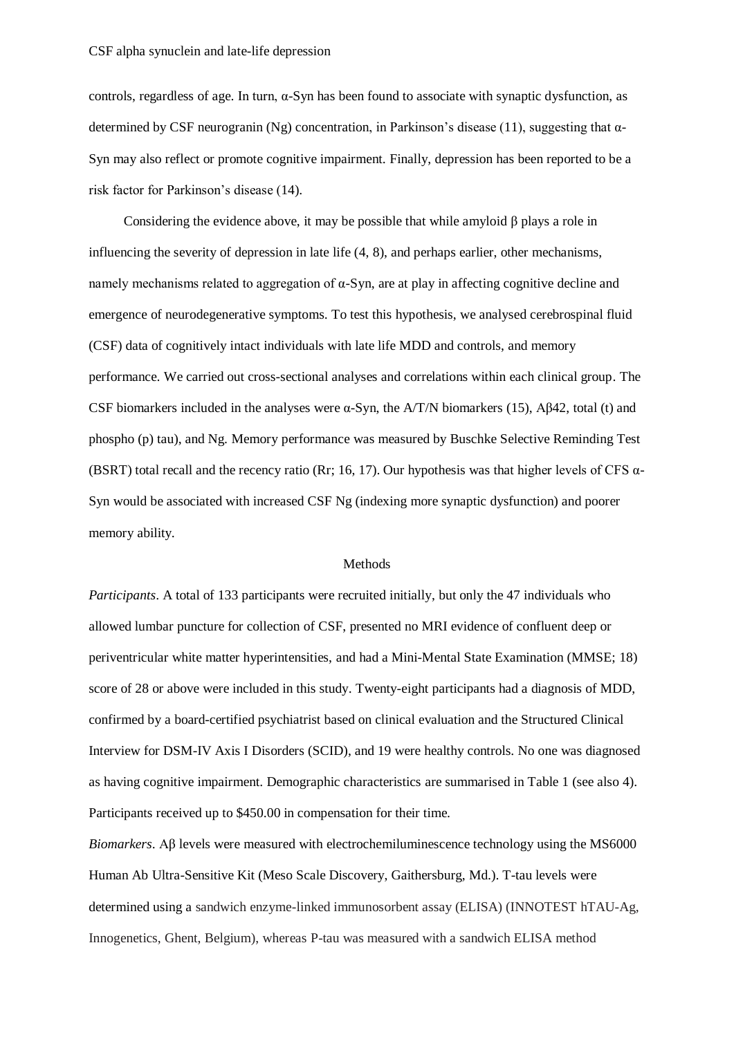controls, regardless of age. In turn, α-Syn has been found to associate with synaptic dysfunction, as determined by CSF neurogranin (Ng) concentration, in Parkinson's disease (11), suggesting that α-Syn may also reflect or promote cognitive impairment. Finally, depression has been reported to be a risk factor for Parkinson's disease (14).

Considering the evidence above, it may be possible that while amyloid β plays a role in influencing the severity of depression in late life (4, 8), and perhaps earlier, other mechanisms, namely mechanisms related to aggregation of α-Syn, are at play in affecting cognitive decline and emergence of neurodegenerative symptoms. To test this hypothesis, we analysed cerebrospinal fluid (CSF) data of cognitively intact individuals with late life MDD and controls, and memory performance. We carried out cross-sectional analyses and correlations within each clinical group. The CSF biomarkers included in the analyses were α-Syn, the A/T/N biomarkers (15), Aβ42, total (t) and phospho (p) tau), and Ng. Memory performance was measured by Buschke Selective Reminding Test (BSRT) total recall and the recency ratio (Rr; 16, 17). Our hypothesis was that higher levels of CFS α-Syn would be associated with increased CSF Ng (indexing more synaptic dysfunction) and poorer memory ability.

## Methods

*Participants*. A total of 133 participants were recruited initially, but only the 47 individuals who allowed lumbar puncture for collection of CSF, presented no MRI evidence of confluent deep or periventricular white matter hyperintensities, and had a Mini-Mental State Examination (MMSE; 18) score of 28 or above were included in this study. Twenty-eight participants had a diagnosis of MDD, confirmed by a board-certified psychiatrist based on clinical evaluation and the Structured Clinical Interview for DSM-IV Axis I Disorders (SCID), and 19 were healthy controls. No one was diagnosed as having cognitive impairment. Demographic characteristics are summarised in Table 1 (see also 4). Participants received up to $450.00 in compensation for their time.

*Biomarkers*. Aβ levels were measured with electrochemiluminescence technology using the MS6000 Human Ab Ultra-Sensitive Kit (Meso Scale Discovery, Gaithersburg, Md.). T-tau levels were determined using a sandwich enzyme-linked immunosorbent assay (ELISA) (INNOTEST hTAU-Ag, Innogenetics, Ghent, Belgium), whereas P-tau was measured with a sandwich ELISA method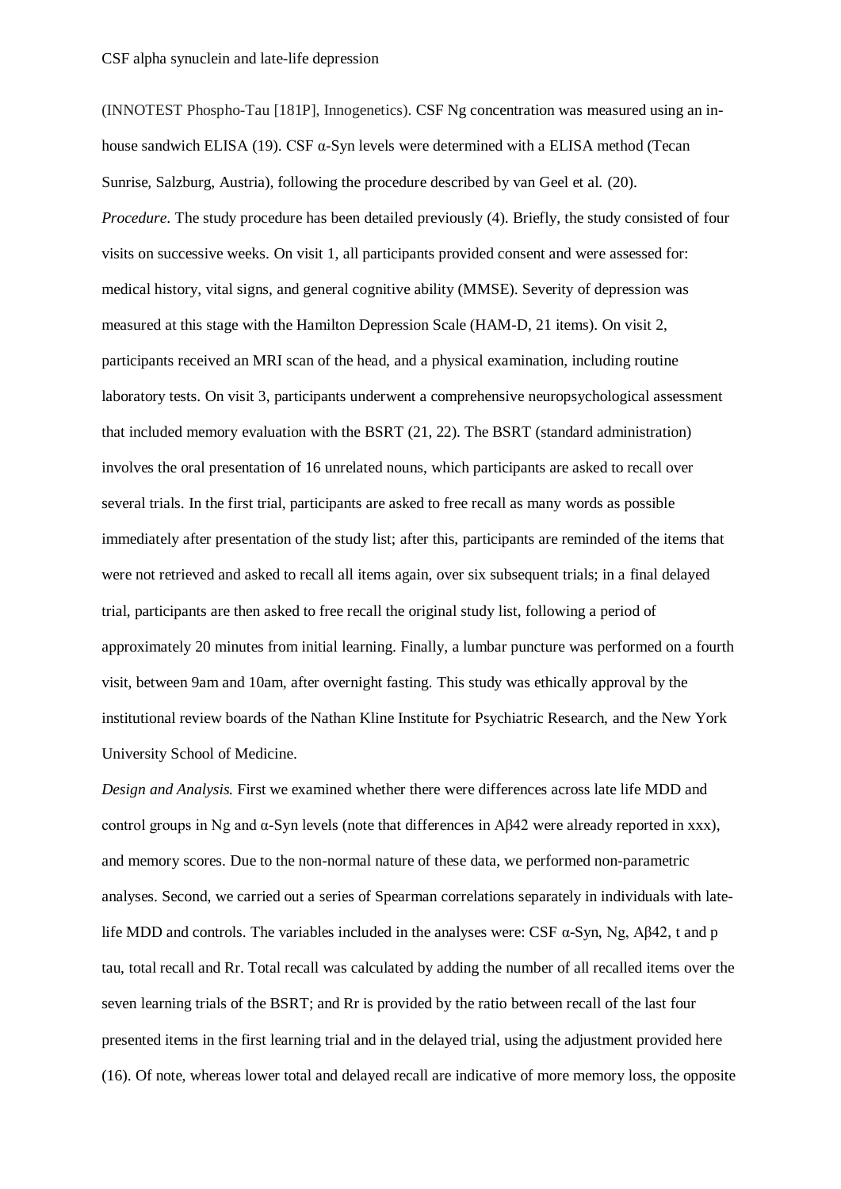(INNOTEST Phospho-Tau [181P], Innogenetics). CSF Ng concentration was measured using an in-house sandwich ELISA (19). CSF α-Syn levels were determined with a ELISA method (Tecan Sunrise, Salzburg, Austria), following the procedure described by van Geel et al. (20).

*Procedure*. The study procedure has been detailed previously (4). Briefly, the study consisted of four visits on successive weeks. On visit 1, all participants provided consent and were assessed for: medical history, vital signs, and general cognitive ability (MMSE). Severity of depression was measured at this stage with the Hamilton Depression Scale (HAM-D, 21 items). On visit 2, participants received an MRI scan of the head, and a physical examination, including routine laboratory tests. On visit 3, participants underwent a comprehensive neuropsychological assessment that included memory evaluation with the BSRT (21, 22). The BSRT (standard administration) involves the oral presentation of 16 unrelated nouns, which participants are asked to recall over several trials. In the first trial, participants are asked to free recall as many words as possible immediately after presentation of the study list; after this, participants are reminded of the items that were not retrieved and asked to recall all items again, over six subsequent trials; in a final delayed trial, participants are then asked to free recall the original study list, following a period of approximately 20 minutes from initial learning. Finally, a lumbar puncture was performed on a fourth visit, between 9am and 10am, after overnight fasting. This study was ethically approval by the institutional review boards of the Nathan Kline Institute for Psychiatric Research, and the New York University School of Medicine.

*Design and Analysis*. First we examined whether there were differences across late life MDD and control groups in Ng and α-Syn levels (note that differences in Aβ42 were already reported in xxx), and memory scores. Due to the non-normal nature of these data, we performed non-parametric analyses. Second, we carried out a series of Spearman correlations separately in individuals with late-life MDD and controls. The variables included in the analyses were: CSF α-Syn, Ng, Aβ42, t and p tau, total recall and Rr. Total recall was calculated by adding the number of all recalled items over the seven learning trials of the BSRT; and Rr is provided by the ratio between recall of the last four presented items in the first learning trial and in the delayed trial, using the adjustment provided here (16). Of note, whereas lower total and delayed recall are indicative of more memory loss, the opposite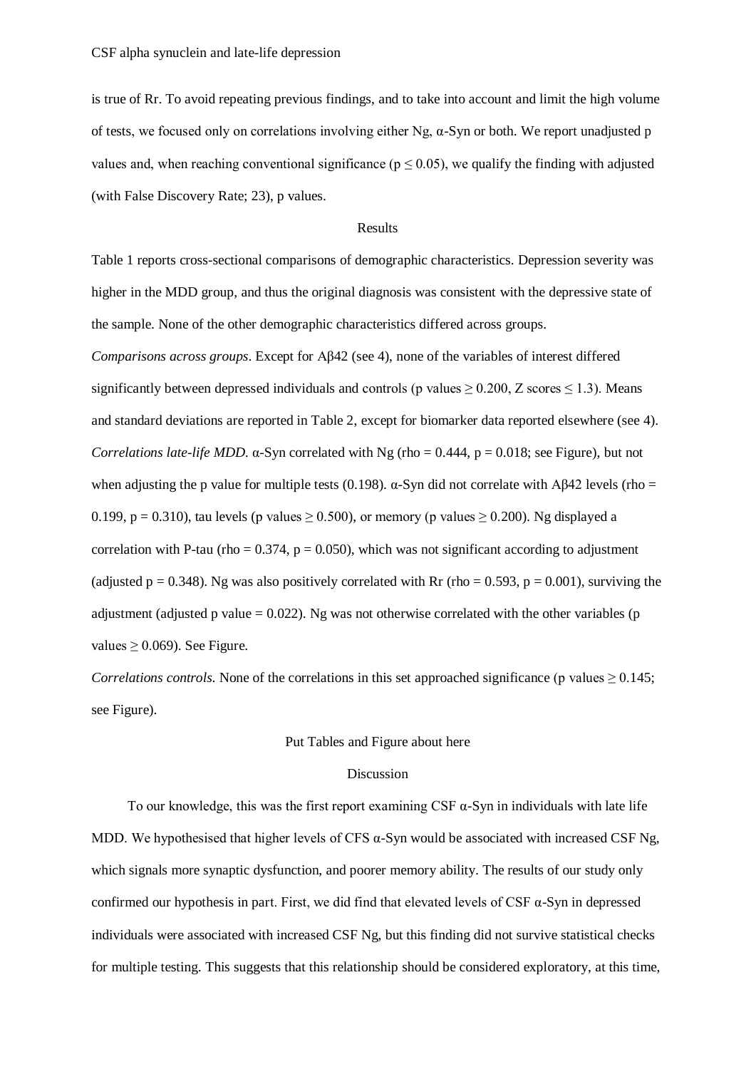is true of Rr. To avoid repeating previous findings, and to take into account and limit the high volume of tests, we focused only on correlations involving either Ng, α-Syn or both. We report unadjusted p values and, when reaching conventional significance ($p \leq 0.05$), we qualify the finding with adjusted (with False Discovery Rate; 23), p values.

## Results

Table 1 reports cross-sectional comparisons of demographic characteristics. Depression severity was higher in the MDD group, and thus the original diagnosis was consistent with the depressive state of the sample. None of the other demographic characteristics differed across groups.

*Comparisons across groups*. Except for Aβ42 (see 4), none of the variables of interest differed significantly between depressed individuals and controls (p values $\geq 0.200$, Z scores $\leq 1.3$). Means and standard deviations are reported in Table 2, except for biomarker data reported elsewhere (see 4).

*Correlations late-life MDD.* α-Syn correlated with Ng (rho = 0.444, p = 0.018; see Figure), but not when adjusting the p value for multiple tests (0.198). α-Syn did not correlate with Aβ42 levels (rho = 0.199, p = 0.310), tau levels (p values $\geq 0.500$), or memory (p values $\geq 0.200$). Ng displayed a correlation with P-tau (rho = 0.374, p = 0.050), which was not significant according to adjustment (adjusted p = 0.348). Ng was also positively correlated with Rr (rho = 0.593, p = 0.001), surviving the adjustment (adjusted p value = 0.022). Ng was not otherwise correlated with the other variables (p values $\geq 0.069$). See Figure.

*Correlations controls.* None of the correlations in this set approached significance (p values $\geq 0.145$; see Figure).

Put Tables and Figure about here

## Discussion

To our knowledge, this was the first report examining CSF α-Syn in individuals with late life MDD. We hypothesised that higher levels of CFS α-Syn would be associated with increased CSF Ng, which signals more synaptic dysfunction, and poorer memory ability. The results of our study only confirmed our hypothesis in part. First, we did find that elevated levels of CSF α-Syn in depressed individuals were associated with increased CSF Ng, but this finding did not survive statistical checks for multiple testing. This suggests that this relationship should be considered exploratory, at this time,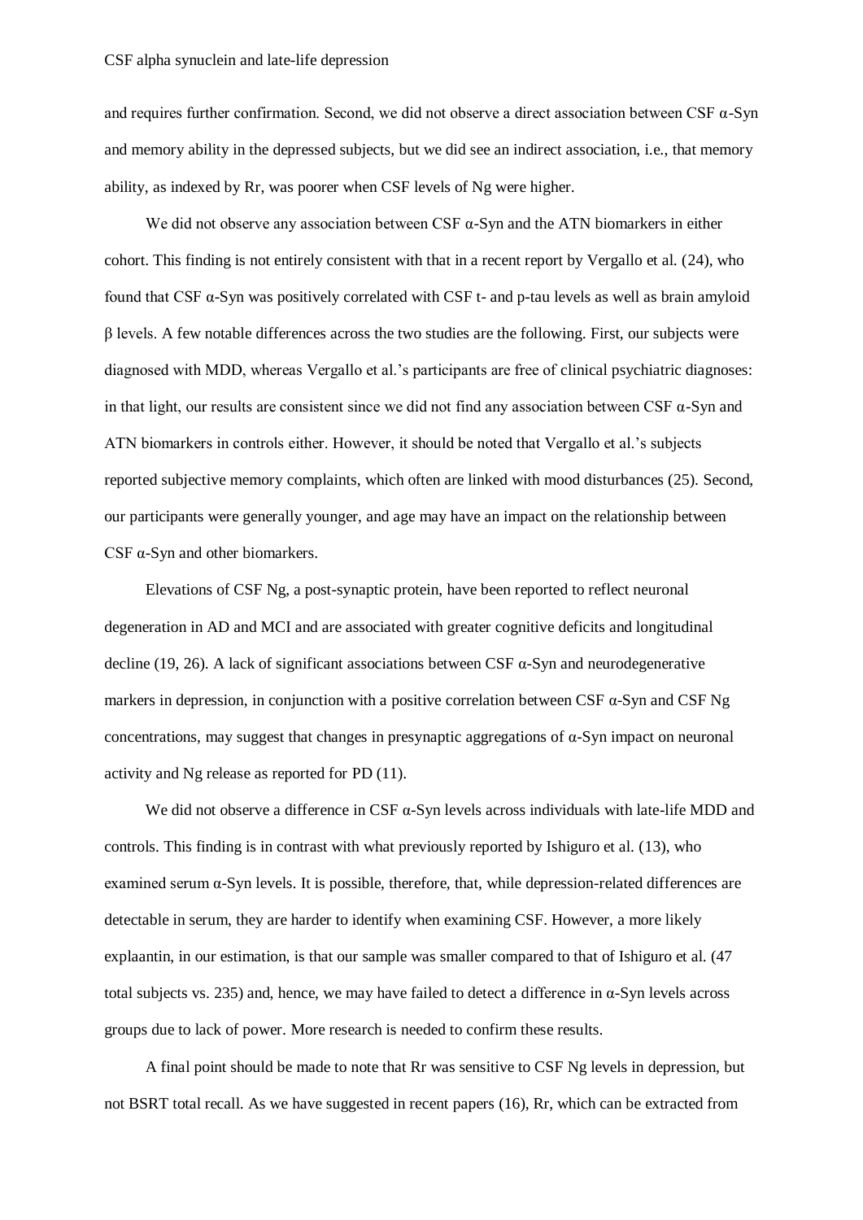and requires further confirmation. Second, we did not observe a direct association between CSF α-Syn and memory ability in the depressed subjects, but we did see an indirect association, i.e., that memory ability, as indexed by Rr, was poorer when CSF levels of Ng were higher.

We did not observe any association between CSF α-Syn and the ATN biomarkers in either cohort. This finding is not entirely consistent with that in a recent report by Vergallo et al. (24), who found that CSF α-Syn was positively correlated with CSF t- and p-tau levels as well as brain amyloid β levels. A few notable differences across the two studies are the following. First, our subjects were diagnosed with MDD, whereas Vergallo et al.'s participants are free of clinical psychiatric diagnoses: in that light, our results are consistent since we did not find any association between CSF α-Syn and ATN biomarkers in controls either. However, it should be noted that Vergallo et al.'s subjects reported subjective memory complaints, which often are linked with mood disturbances (25). Second, our participants were generally younger, and age may have an impact on the relationship between CSF α-Syn and other biomarkers.

Elevations of CSF Ng, a post-synaptic protein, have been reported to reflect neuronal degeneration in AD and MCI and are associated with greater cognitive deficits and longitudinal decline (19, 26). A lack of significant associations between CSF α-Syn and neurodegenerative markers in depression, in conjunction with a positive correlation between CSF α-Syn and CSF Ng concentrations, may suggest that changes in presynaptic aggregations of α-Syn impact on neuronal activity and Ng release as reported for PD (11).

We did not observe a difference in CSF α-Syn levels across individuals with late-life MDD and controls. This finding is in contrast with what previously reported by Ishiguro et al. (13), who examined serum α-Syn levels. It is possible, therefore, that, while depression-related differences are detectable in serum, they are harder to identify when examining CSF. However, a more likely explaantin, in our estimation, is that our sample was smaller compared to that of Ishiguro et al. (47 total subjects vs. 235) and, hence, we may have failed to detect a difference in α-Syn levels across groups due to lack of power. More research is needed to confirm these results.

A final point should be made to note that Rr was sensitive to CSF Ng levels in depression, but not BSRT total recall. As we have suggested in recent papers (16), Rr, which can be extracted from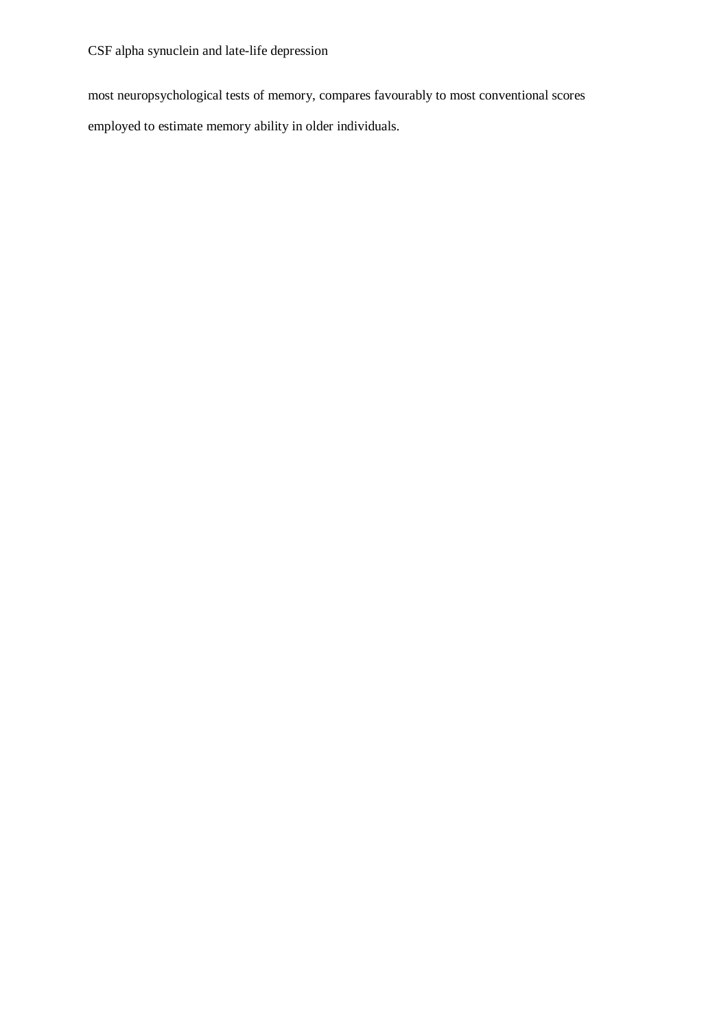most neuropsychological tests of memory, compares favourably to most conventional scores employed to estimate memory ability in older individuals.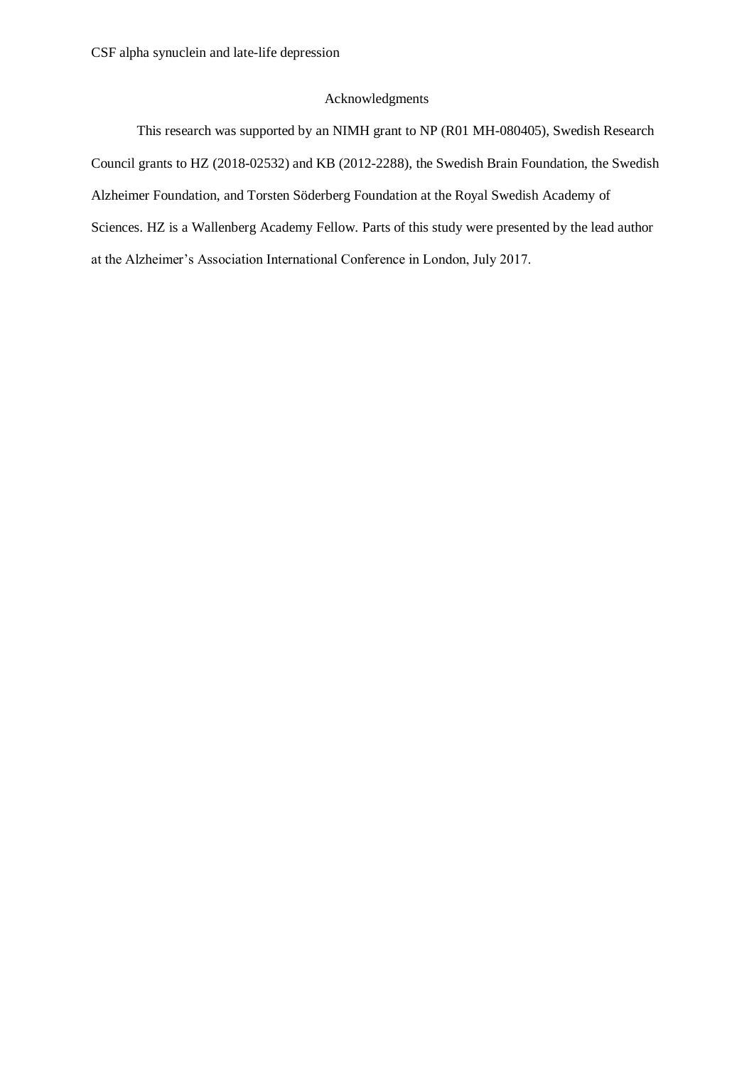## Acknowledgments

This research was supported by an NIMH grant to NP (R01 MH-080405), Swedish Research Council grants to HZ (2018-02532) and KB (2012-2288), the Swedish Brain Foundation, the Swedish Alzheimer Foundation, and Torsten Söderberg Foundation at the Royal Swedish Academy of Sciences. HZ is a Wallenberg Academy Fellow. Parts of this study were presented by the lead author at the Alzheimer's Association International Conference in London, July 2017.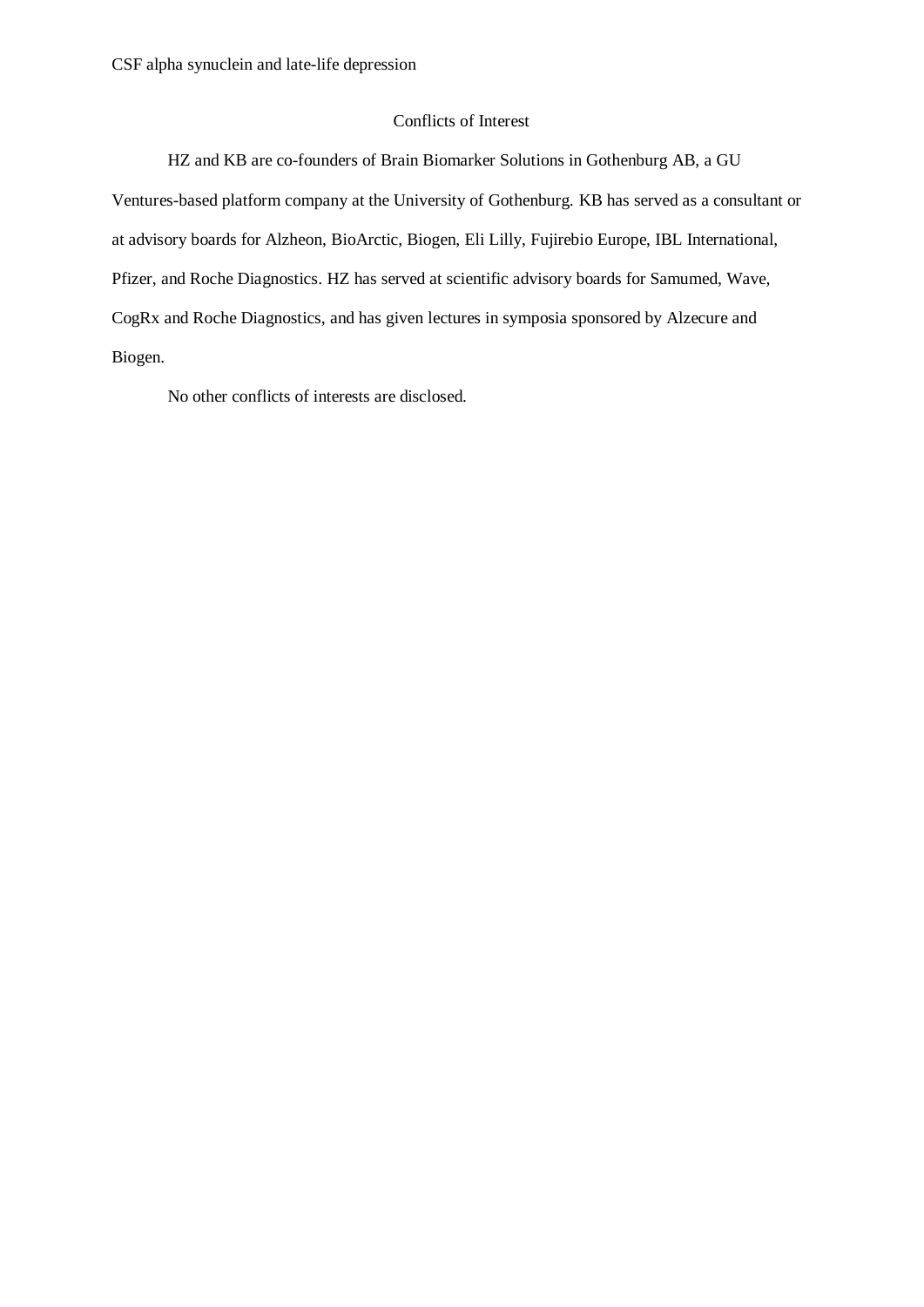## Conflicts of Interest

HZ and KB are co-founders of Brain Biomarker Solutions in Gothenburg AB, a GU Ventures-based platform company at the University of Gothenburg. KB has served as a consultant or at advisory boards for Alzheon, BioArctic, Biogen, Eli Lilly, Fujirebio Europe, IBL International, Pfizer, and Roche Diagnostics. HZ has served at scientific advisory boards for Samumed, Wave, CogRx and Roche Diagnostics, and has given lectures in symposia sponsored by Alzecure and Biogen.

No other conflicts of interests are disclosed.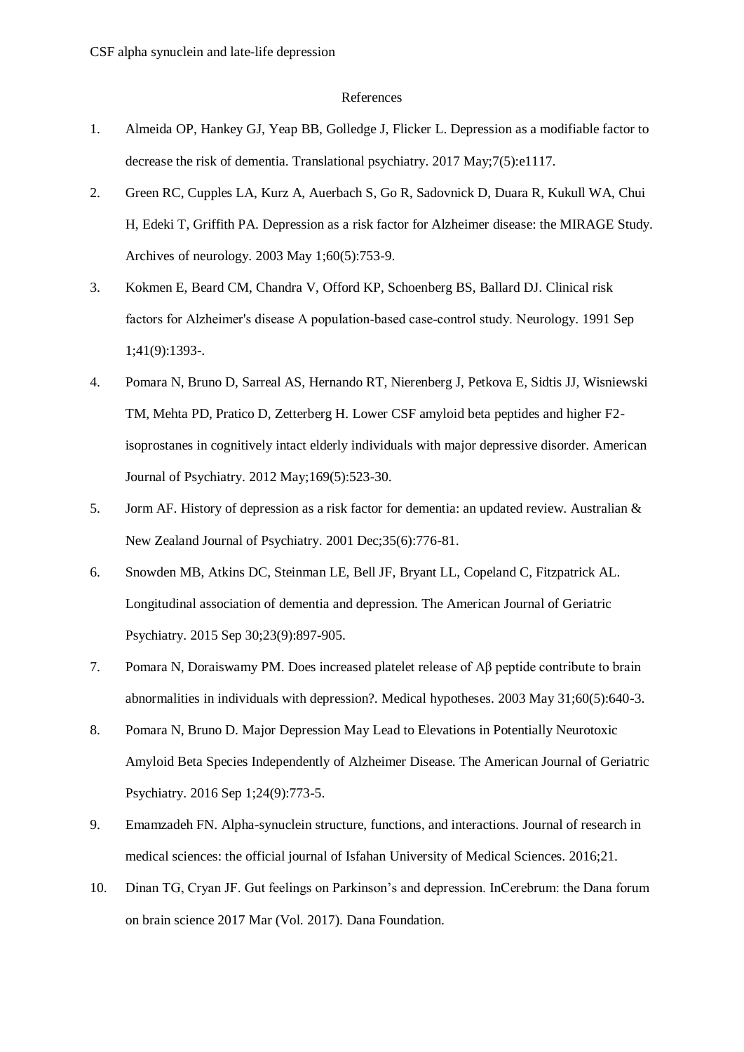# References

1. Almeida OP, Hankey GJ, Yeap BB, Golledge J, Flicker L. Depression as a modifiable factor to decrease the risk of dementia. Translational psychiatry. 2017 May;7(5):e1117.
2. Green RC, Cupples LA, Kurz A, Auerbach S, Go R, Sadovnick D, Duara R, Kukull WA, Chui H, Edeki T, Griffith PA. Depression as a risk factor for Alzheimer disease: the MIRAGE Study. Archives of neurology. 2003 May 1;60(5):753-9.
3. Kokmen E, Beard CM, Chandra V, Offord KP, Schoenberg BS, Ballard DJ. Clinical risk factors for Alzheimer's disease A population-based case-control study. Neurology. 1991 Sep 1;41(9):1393-.
4. Pomara N, Bruno D, Sarreal AS, Hernando RT, Nierenberg J, Petkova E, Sidtis JJ, Wisniewski TM, Mehta PD, Pratico D, Zetterberg H. Lower CSF amyloid beta peptides and higher F2-isoprostanes in cognitively intact elderly individuals with major depressive disorder. American Journal of Psychiatry. 2012 May;169(5):523-30.
5. Jorm AF. History of depression as a risk factor for dementia: an updated review. Australian & New Zealand Journal of Psychiatry. 2001 Dec;35(6):776-81.
6. Snowden MB, Atkins DC, Steinman LE, Bell JF, Bryant LL, Copeland C, Fitzpatrick AL. Longitudinal association of dementia and depression. The American Journal of Geriatric Psychiatry. 2015 Sep 30;23(9):897-905.
7. Pomara N, Doraiswamy PM. Does increased platelet release of Aβ peptide contribute to brain abnormalities in individuals with depression?. Medical hypotheses. 2003 May 31;60(5):640-3.
8. Pomara N, Bruno D. Major Depression May Lead to Elevations in Potentially Neurotoxic Amyloid Beta Species Independently of Alzheimer Disease. The American Journal of Geriatric Psychiatry. 2016 Sep 1;24(9):773-5.
9. Emamzadeh FN. Alpha-synuclein structure, functions, and interactions. Journal of research in medical sciences: the official journal of Isfahan University of Medical Sciences. 2016;21.
10. Dinan TG, Cryan JF. Gut feelings on Parkinson's and depression. InCerebrum: the Dana forum on brain science 2017 Mar (Vol. 2017). Dana Foundation.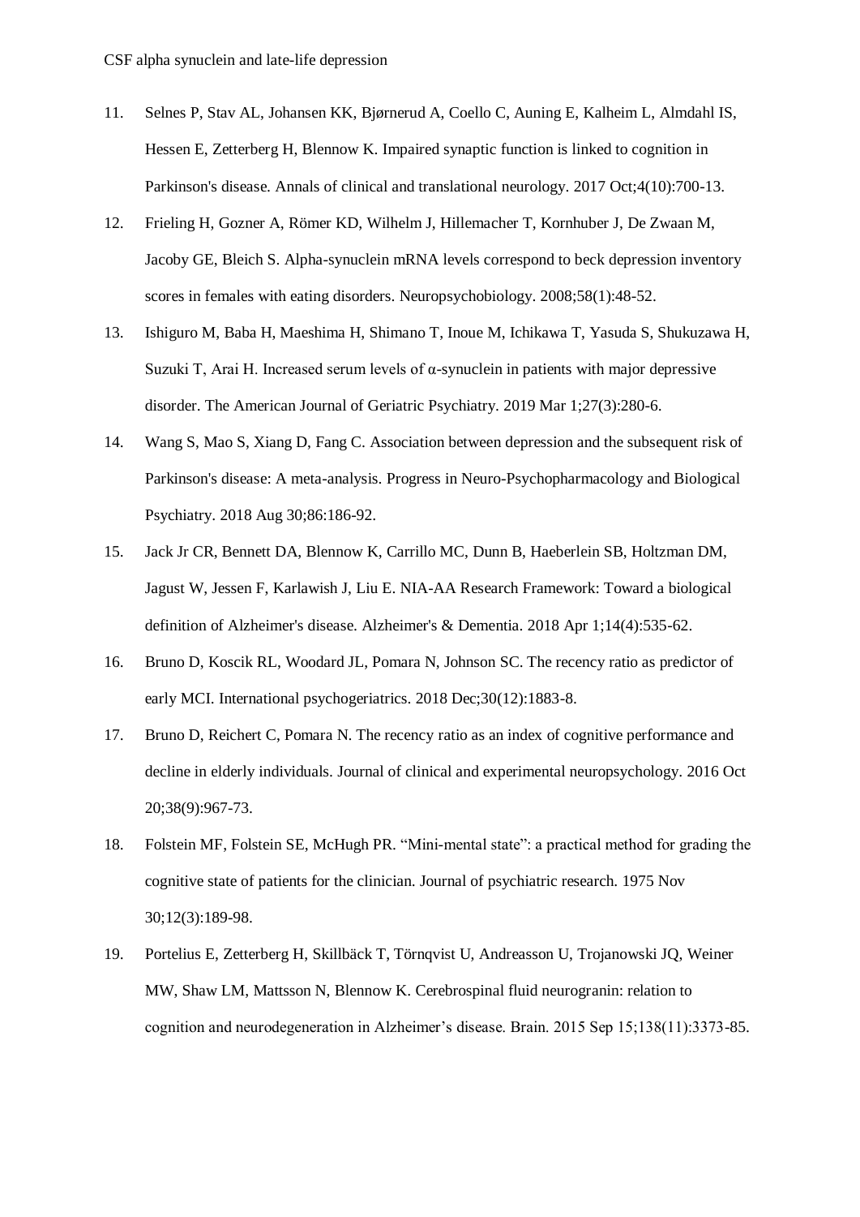11. Selnes P, Stav AL, Johansen KK, Bjørnerud A, Coello C, Auning E, Kalheim L, Almdahl IS, Hessen E, Zetterberg H, Blennow K. Impaired synaptic function is linked to cognition in Parkinson's disease. Annals of clinical and translational neurology. 2017 Oct;4(10):700-13.
12. Frieling H, Gozner A, Römer KD, Wilhelm J, Hillemacher T, Kornhuber J, De Zwaan M, Jacoby GE, Bleich S. Alpha-synuclein mRNA levels correspond to beck depression inventory scores in females with eating disorders. Neuropsychobiology. 2008;58(1):48-52.
13. Ishiguro M, Baba H, Maeshima H, Shimano T, Inoue M, Ichikawa T, Yasuda S, Shukuzawa H, Suzuki T, Arai H. Increased serum levels of α-synuclein in patients with major depressive disorder. The American Journal of Geriatric Psychiatry. 2019 Mar 1;27(3):280-6.
14. Wang S, Mao S, Xiang D, Fang C. Association between depression and the subsequent risk of Parkinson's disease: A meta-analysis. Progress in Neuro-Psychopharmacology and Biological Psychiatry. 2018 Aug 30;86:186-92.
15. Jack Jr CR, Bennett DA, Blennow K, Carrillo MC, Dunn B, Haeberlein SB, Holtzman DM, Jagust W, Jessen F, Karlawish J, Liu E. NIA-AA Research Framework: Toward a biological definition of Alzheimer's disease. Alzheimer's & Dementia. 2018 Apr 1;14(4):535-62.
16. Bruno D, Koscik RL, Woodard JL, Pomara N, Johnson SC. The recency ratio as predictor of early MCI. International psychogeriatrics. 2018 Dec;30(12):1883-8.
17. Bruno D, Reichert C, Pomara N. The recency ratio as an index of cognitive performance and decline in elderly individuals. Journal of clinical and experimental neuropsychology. 2016 Oct 20;38(9):967-73.
18. Folstein MF, Folstein SE, McHugh PR. "Mini-mental state": a practical method for grading the cognitive state of patients for the clinician. Journal of psychiatric research. 1975 Nov 30;12(3):189-98.
19. Portelius E, Zetterberg H, Skillbäck T, Törnqvist U, Andreasson U, Trojanowski JQ, Weiner MW, Shaw LM, Mattsson N, Blennow K. Cerebrospinal fluid neurogranin: relation to cognition and neurodegeneration in Alzheimer's disease. Brain. 2015 Sep 15;138(11):3373-85.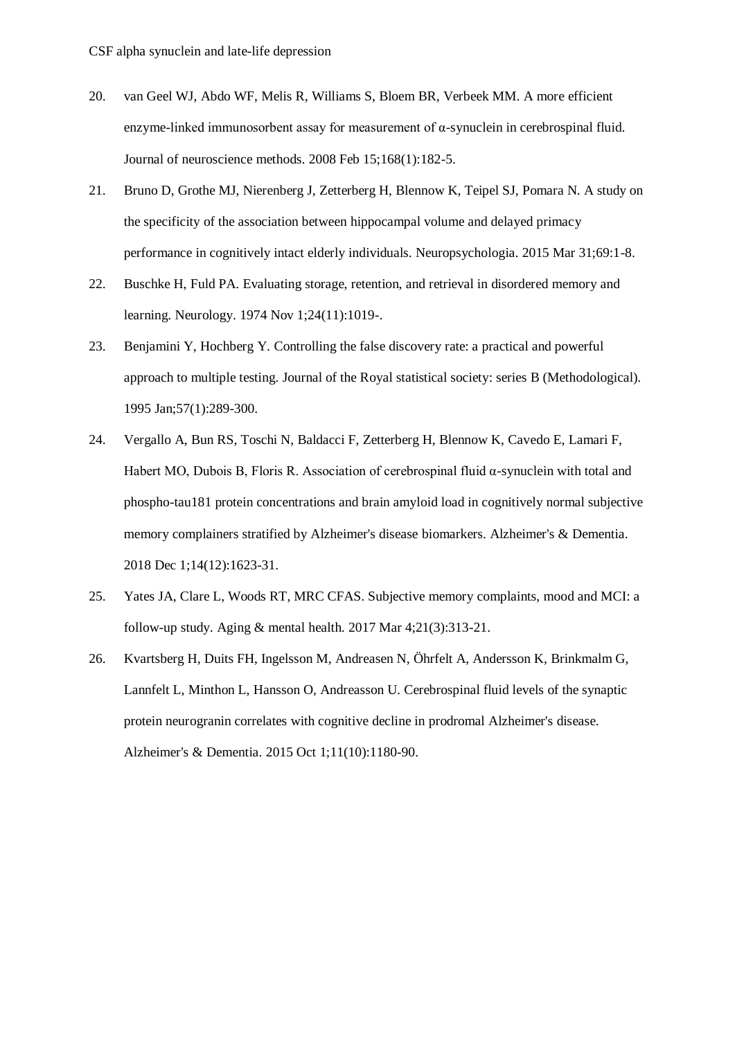20. van Geel WJ, Abdo WF, Melis R, Williams S, Bloem BR, Verbeek MM. A more efficient enzyme-linked immunosorbent assay for measurement of α-synuclein in cerebrospinal fluid. Journal of neuroscience methods. 2008 Feb 15;168(1):182-5.
21. Bruno D, Grothe MJ, Nierenberg J, Zetterberg H, Blennow K, Teipel SJ, Pomara N. A study on the specificity of the association between hippocampal volume and delayed primacy performance in cognitively intact elderly individuals. Neuropsychologia. 2015 Mar 31;69:1-8.
22. Buschke H, Fuld PA. Evaluating storage, retention, and retrieval in disordered memory and learning. Neurology. 1974 Nov 1;24(11):1019-.
23. Benjamini Y, Hochberg Y. Controlling the false discovery rate: a practical and powerful approach to multiple testing. Journal of the Royal statistical society: series B (Methodological). 1995 Jan;57(1):289-300.
24. Vergallo A, Bun RS, Toschi N, Baldacci F, Zetterberg H, Blennow K, Cavedo E, Lamari F, Habert MO, Dubois B, Floris R. Association of cerebrospinal fluid α-synuclein with total and phospho-tau181 protein concentrations and brain amyloid load in cognitively normal subjective memory complainers stratified by Alzheimer's disease biomarkers. Alzheimer's & Dementia. 2018 Dec 1;14(12):1623-31.
25. Yates JA, Clare L, Woods RT, MRC CFAS. Subjective memory complaints, mood and MCI: a follow-up study. Aging & mental health. 2017 Mar 4;21(3):313-21.
26. Kvartsberg H, Duits FH, Ingelsson M, Andreasen N, Öhrfelt A, Andersson K, Brinkmalm G, Lannfelt L, Minthon L, Hansson O, Andreasson U. Cerebrospinal fluid levels of the synaptic protein neurogranin correlates with cognitive decline in prodromal Alzheimer's disease. Alzheimer's & Dementia. 2015 Oct 1;11(10):1180-90.